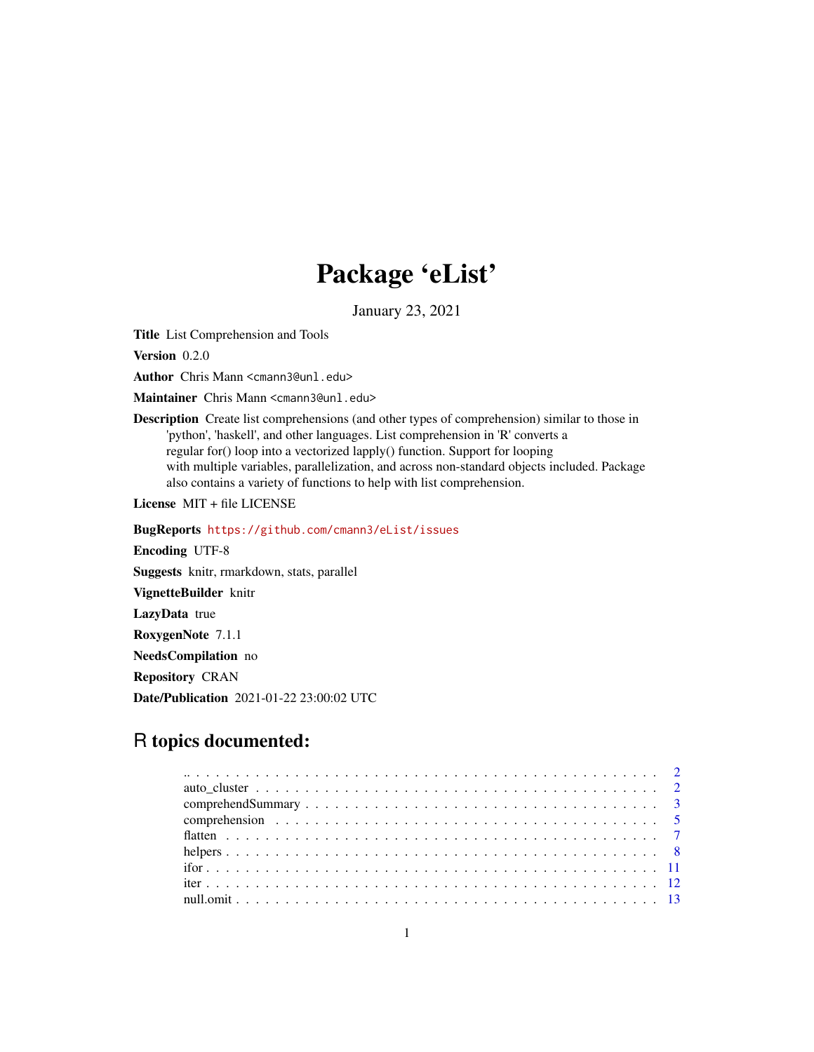# Package 'eList'

January 23, 2021

**Title** List Comprehension and Tools

**Version** 0.2.0

**Author** Chris Mann <cmann3@unl.edu>

**Maintainer** Chris Mann <cmann3@unl.edu>

**Description** Create list comprehensions (and other types of comprehension) similar to those in 'python', 'haskell', and other languages. List comprehension in 'R' converts a regular for() loop into a vectorized lapply() function. Support for looping with multiple variables, parallelization, and across non-standard objects included. Package also contains a variety of functions to help with list comprehension.

**License** MIT + file LICENSE

**BugReports** https://github.com/cmann3/eList/issues

**Encoding** UTF-8

**Suggests** knitr, rmarkdown, stats, parallel

**VignetteBuilder** knitr

**LazyData** true

**RoxygenNote** 7.1.1

**NeedsCompilation** no

**Repository** CRAN

**Date/Publication** 2021-01-22 23:00:02 UTC

## R topics documented:

- .. . . . . . . . . . . . . . . . . . . . . . . . . . . . . . . . . . . . . . . . . . . . 2
- auto_cluster . . . . . . . . . . . . . . . . . . . . . . . . . . . . . . . . . . . . . . . 2
- comprehendSummary . . . . . . . . . . . . . . . . . . . . . . . . . . . . . . . . . . 3
- comprehension . . . . . . . . . . . . . . . . . . . . . . . . . . . . . . . . . . . . . 5
- flatten . . . . . . . . . . . . . . . . . . . . . . . . . . . . . . . . . . . . . . . . . 7
- helpers . . . . . . . . . . . . . . . . . . . . . . . . . . . . . . . . . . . . . . . . . 8
- ifor . . . . . . . . . . . . . . . . . . . . . . . . . . . . . . . . . . . . . . . . . . . 11
- iter . . . . . . . . . . . . . . . . . . . . . . . . . . . . . . . . . . . . . . . . . . . 12
- null.omit . . . . . . . . . . . . . . . . . . . . . . . . . . . . . . . . . . . . . . . . 13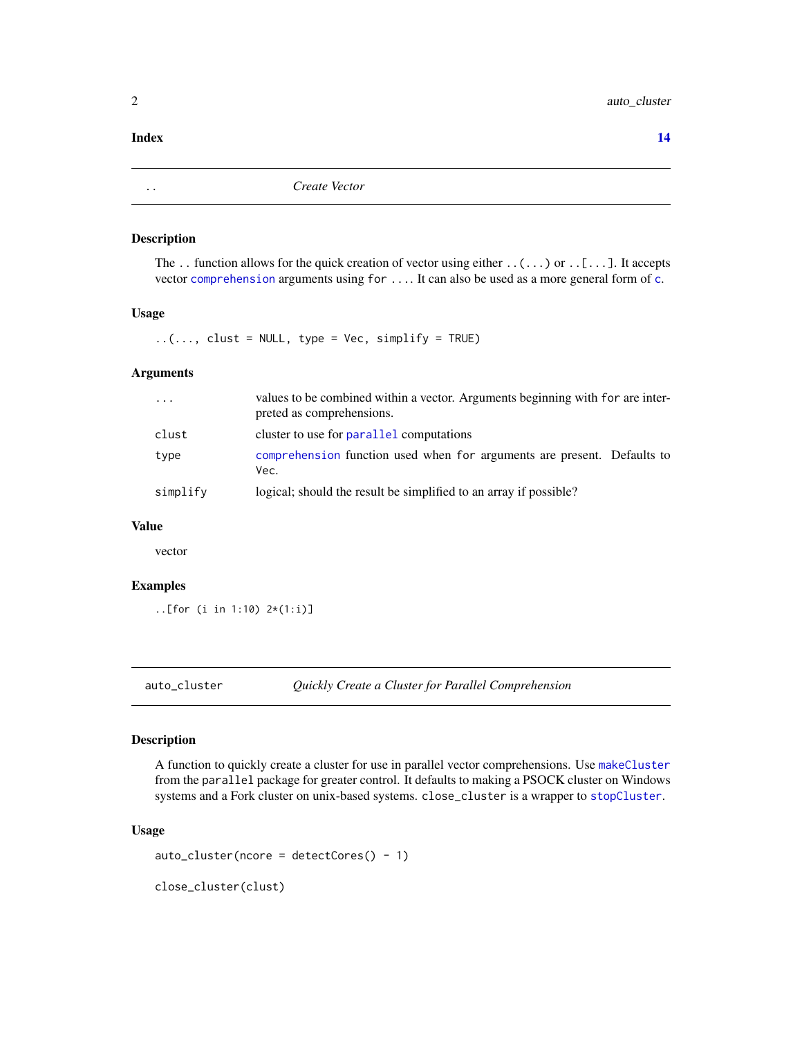**Index** **14**

---

## `..` — *Create Vector*

### Description

The `..` function allows for the quick creation of vector using either `..(...)` or `..[...]`. It accepts vector comprehension arguments using `for ...`. It can also be used as a more general form of `c`.

### Usage

```
..(..., clust = NULL, type = Vec, simplify = TRUE)
```

### Arguments

| | |
|---|---|
| `...` | values to be combined within a vector. Arguments beginning with `for` are interpreted as comprehensions. |
| `clust` | cluster to use for `parallel` computations |
| `type` | `comprehension` function used when `for` arguments are present. Defaults to `Vec`. |
| `simplify` | logical; should the result be simplified to an array if possible? |

### Value

vector

### Examples

```
..[for (i in 1:10) 2*(1:i)]
```

---

## `auto_cluster` — *Quickly Create a Cluster for Parallel Comprehension*

### Description

A function to quickly create a cluster for use in parallel vector comprehensions. Use `makeCluster` from the `parallel` package for greater control. It defaults to making a PSOCK cluster on Windows systems and a Fork cluster on unix-based systems. `close_cluster` is a wrapper to `stopCluster`.

### Usage

```
auto_cluster(ncore = detectCores() - 1)

close_cluster(clust)
```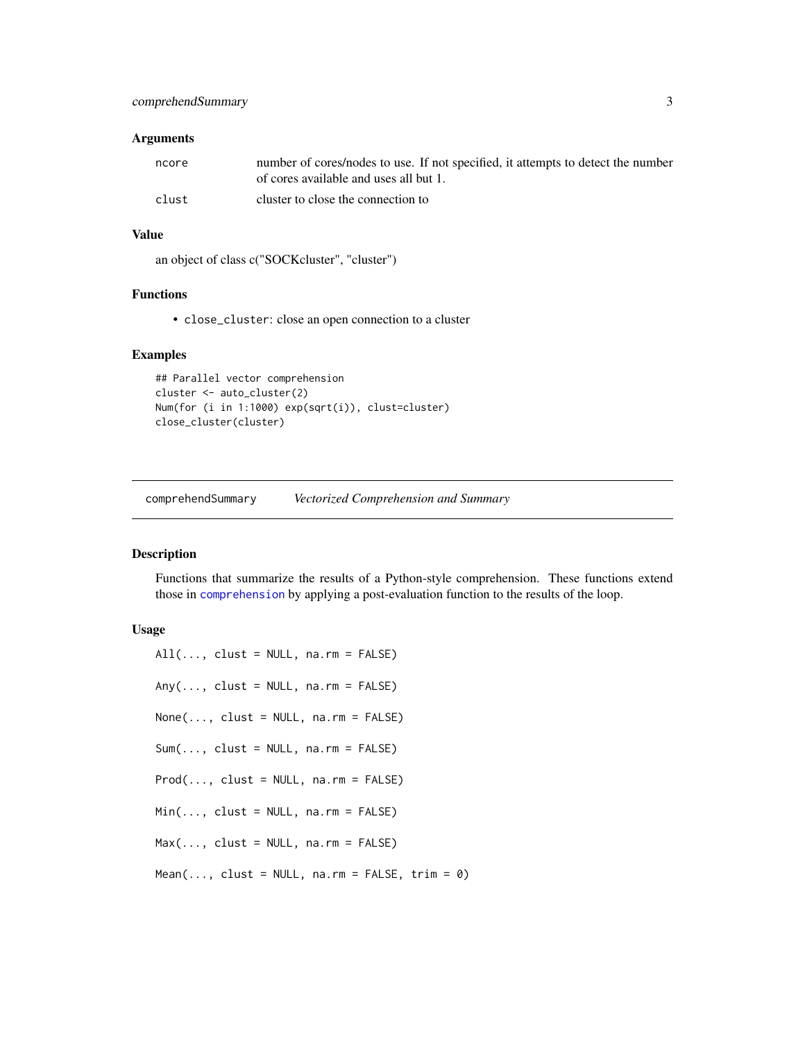### Arguments

| | |
|---|---|
| `ncore` | number of cores/nodes to use. If not specified, it attempts to detect the number of cores available and uses all but 1. |
| `clust` | cluster to close the connection to |

### Value

an object of class c("SOCKcluster", "cluster")

### Functions

- `close_cluster`: close an open connection to a cluster

### Examples

```
## Parallel vector comprehension
cluster <- auto_cluster(2)
Num(for (i in 1:1000) exp(sqrt(i)), clust=cluster)
close_cluster(cluster)
```

---

## comprehendSummary *Vectorized Comprehension and Summary*

### Description

Functions that summarize the results of a Python-style comprehension. These functions extend those in `comprehension` by applying a post-evaluation function to the results of the loop.

### Usage

```
All(..., clust = NULL, na.rm = FALSE)

Any(..., clust = NULL, na.rm = FALSE)

None(..., clust = NULL, na.rm = FALSE)

Sum(..., clust = NULL, na.rm = FALSE)

Prod(..., clust = NULL, na.rm = FALSE)

Min(..., clust = NULL, na.rm = FALSE)

Max(..., clust = NULL, na.rm = FALSE)

Mean(..., clust = NULL, na.rm = FALSE, trim = 0)
```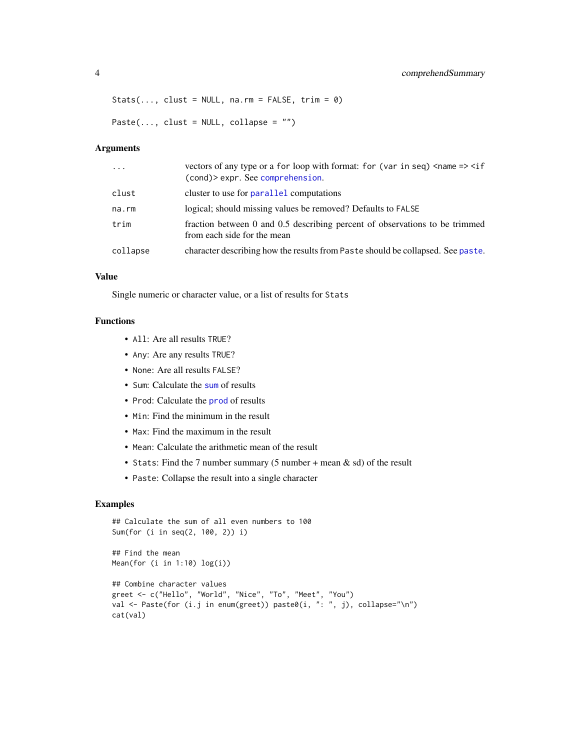```
Stats(..., clust = NULL, na.rm = FALSE, trim = 0)

Paste(..., clust = NULL, collapse = "")
```

### Arguments

| | |
|---|---|
| `...` | vectors of any type or a `for` loop with format: `for (var in seq) <name => <if (cond)> expr`. See `comprehension`. |
| `clust` | cluster to use for `parallel` computations |
| `na.rm` | logical; should missing values be removed? Defaults to `FALSE` |
| `trim` | fraction between 0 and 0.5 describing percent of observations to be trimmed from each side for the mean |
| `collapse` | character describing how the results from `Paste` should be collapsed. See `paste`. |

### Value

Single numeric or character value, or a list of results for `Stats`

### Functions

- `All`: Are all results `TRUE`?
- `Any`: Are any results `TRUE`?
- `None`: Are all results `FALSE`?
- `Sum`: Calculate the `sum` of results
- `Prod`: Calculate the `prod` of results
- `Min`: Find the minimum in the result
- `Max`: Find the maximum in the result
- `Mean`: Calculate the arithmetic mean of the result
- `Stats`: Find the 7 number summary (5 number + mean & sd) of the result
- `Paste`: Collapse the result into a single character

### Examples

```
## Calculate the sum of all even numbers to 100
Sum(for (i in seq(2, 100, 2)) i)

## Find the mean
Mean(for (i in 1:10) log(i))

## Combine character values
greet <- c("Hello", "World", "Nice", "To", "Meet", "You")
val <- Paste(for (i.j in enum(greet)) paste0(i, ": ", j), collapse="\n")
cat(val)
```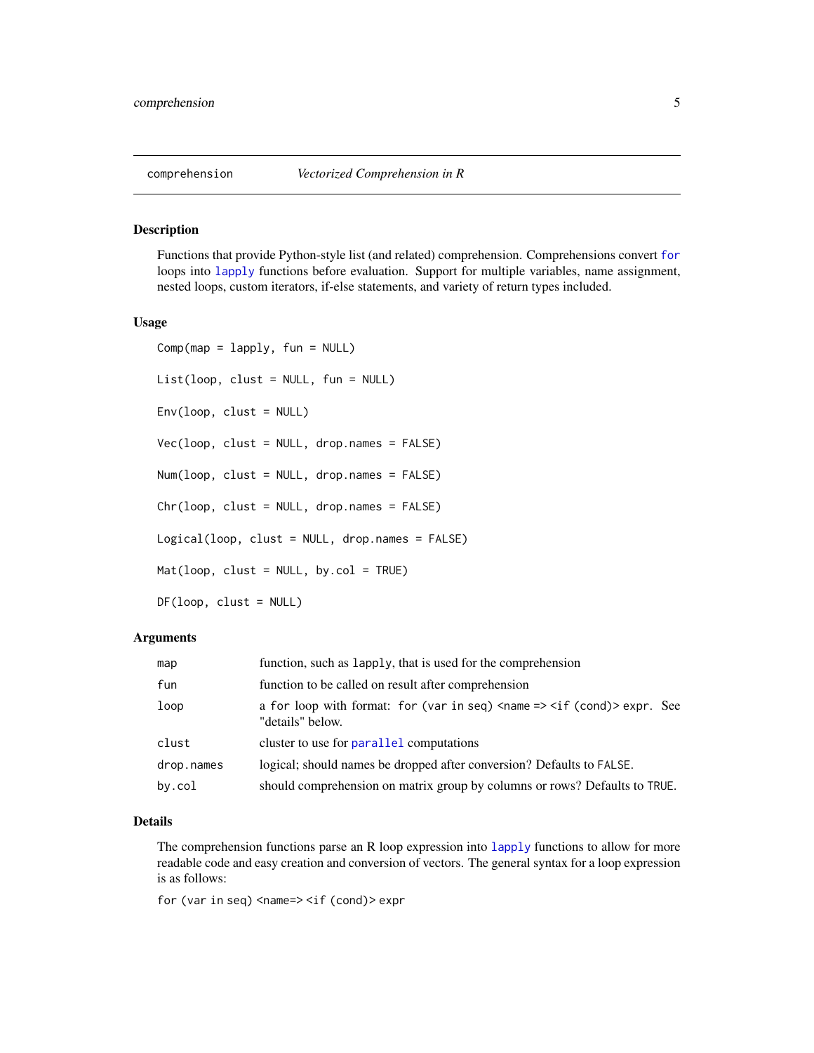## comprehension — *Vectorized Comprehension in R*

### Description

Functions that provide Python-style list (and related) comprehension. Comprehensions convert `for` loops into `lapply` functions before evaluation. Support for multiple variables, name assignment, nested loops, custom iterators, if-else statements, and variety of return types included.

### Usage

```
Comp(map = lapply, fun = NULL)

List(loop, clust = NULL, fun = NULL)

Env(loop, clust = NULL)

Vec(loop, clust = NULL, drop.names = FALSE)

Num(loop, clust = NULL, drop.names = FALSE)

Chr(loop, clust = NULL, drop.names = FALSE)

Logical(loop, clust = NULL, drop.names = FALSE)

Mat(loop, clust = NULL, by.col = TRUE)

DF(loop, clust = NULL)
```

### Arguments

| | |
|---|---|
| `map` | function, such as `lapply`, that is used for the comprehension |
| `fun` | function to be called on result after comprehension |
| `loop` | a `for` loop with format: `for (var in seq) <name => <if (cond)> expr`. See "details" below. |
| `clust` | cluster to use for `parallel` computations |
| `drop.names` | logical; should names be dropped after conversion? Defaults to `FALSE`. |
| `by.col` | should comprehension on matrix group by columns or rows? Defaults to `TRUE`. |

### Details

The comprehension functions parse an R loop expression into `lapply` functions to allow for more readable code and easy creation and conversion of vectors. The general syntax for a loop expression is as follows:

`for (var in seq) <name=> <if (cond)> expr`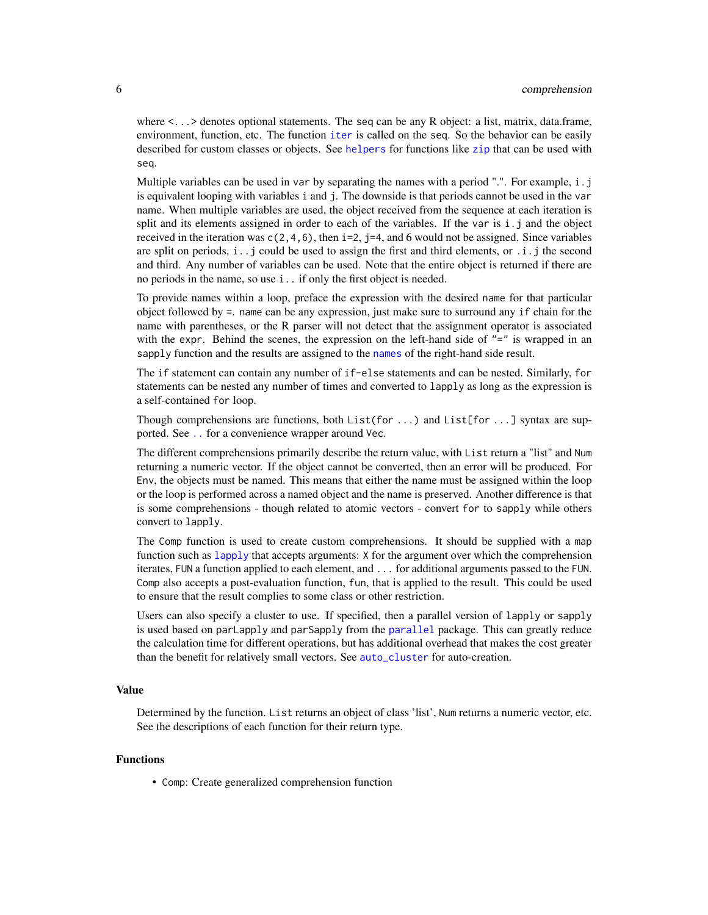where `<...>` denotes optional statements. The `seq` can be any R object: a list, matrix, data.frame, environment, function, etc. The function `iter` is called on the `seq`. So the behavior can be easily described for custom classes or objects. See `helpers` for functions like `zip` that can be used with `seq`.

Multiple variables can be used in `var` by separating the names with a period ".". For example, `i.j` is equivalent looping with variables `i` and `j`. The downside is that periods cannot be used in the `var` name. When multiple variables are used, the object received from the sequence at each iteration is split and its elements assigned in order to each of the variables. If the `var` is `i.j` and the object received in the iteration was `c(2,4,6)`, then `i=2`, `j=4`, and 6 would not be assigned. Since variables are split on periods, `i..j` could be used to assign the first and third elements, or `.i.j` the second and third. Any number of variables can be used. Note that the entire object is returned if there are no periods in the name, so use `i..` if only the first object is needed.

To provide names within a loop, preface the expression with the desired `name` for that particular object followed by `=`. `name` can be any expression, just make sure to surround any `if` chain for the name with parentheses, or the R parser will not detect that the assignment operator is associated with the `expr`. Behind the scenes, the expression on the left-hand side of `"="` is wrapped in an `sapply` function and the results are assigned to the `names` of the right-hand side result.

The `if` statement can contain any number of `if-else` statements and can be nested. Similarly, `for` statements can be nested any number of times and converted to `lapply` as long as the expression is a self-contained `for` loop.

Though comprehensions are functions, both `List(for ...)` and `List[for ...]` syntax are supported. See `..` for a convenience wrapper around `Vec`.

The different comprehensions primarily describe the return value, with `List` return a "list" and `Num` returning a numeric vector. If the object cannot be converted, then an error will be produced. For `Env`, the objects must be named. This means that either the name must be assigned within the loop or the loop is performed across a named object and the name is preserved. Another difference is that is some comprehensions - though related to atomic vectors - convert `for` to `sapply` while others convert to `lapply`.

The `Comp` function is used to create custom comprehensions. It should be supplied with a `map` function such as `lapply` that accepts arguments: `X` for the argument over which the comprehension iterates, `FUN` a function applied to each element, and `...` for additional arguments passed to the `FUN`. `Comp` also accepts a post-evaluation function, `fun`, that is applied to the result. This could be used to ensure that the result complies to some class or other restriction.

Users can also specify a cluster to use. If specified, then a parallel version of `lapply` or `sapply` is used based on `parLapply` and `parSapply` from the `parallel` package. This can greatly reduce the calculation time for different operations, but has additional overhead that makes the cost greater than the benefit for relatively small vectors. See `auto_cluster` for auto-creation.

## Value

Determined by the function. `List` returns an object of class 'list', `Num` returns a numeric vector, etc. See the descriptions of each function for their return type.

## Functions

- `Comp`: Create generalized comprehension function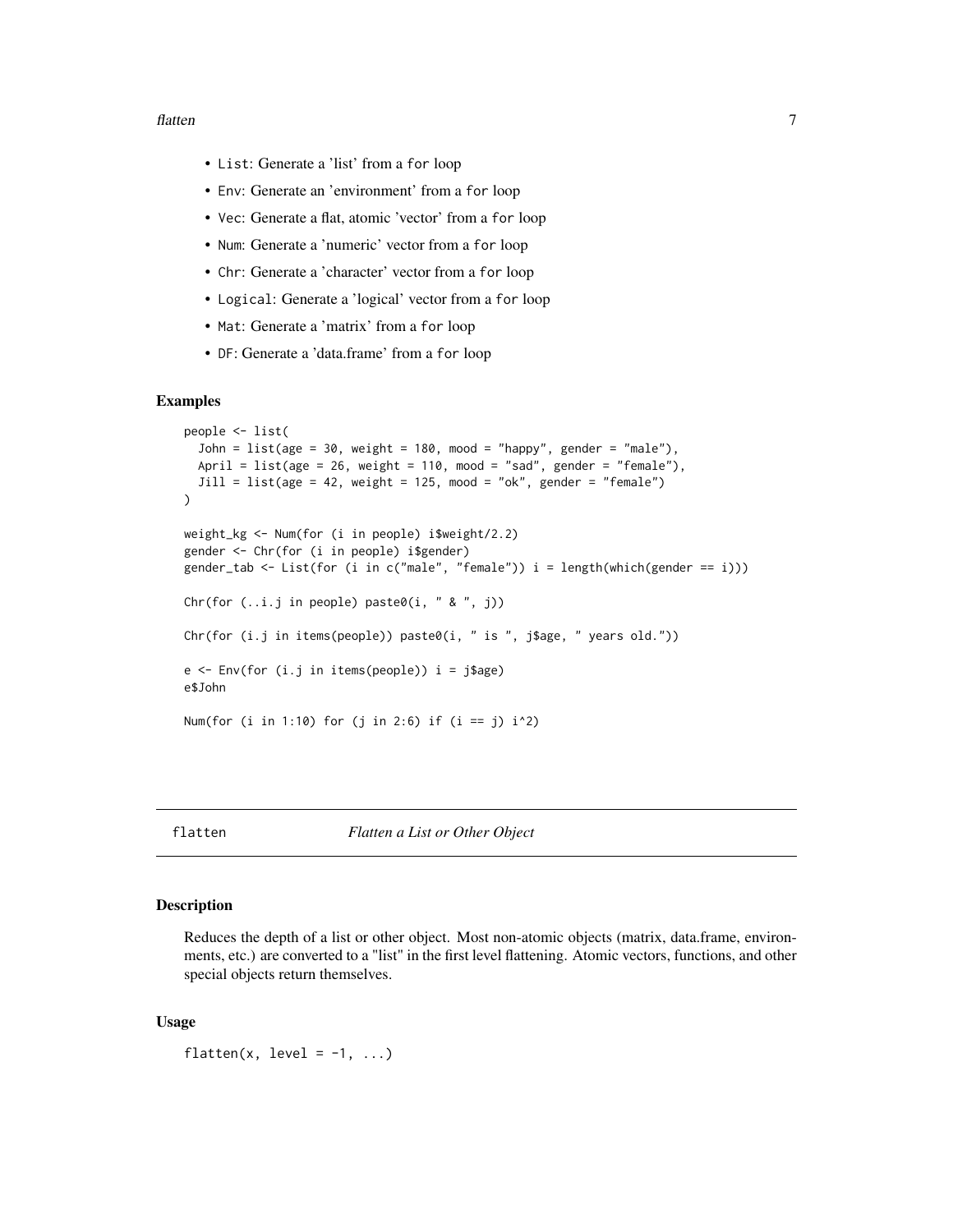- `List`: Generate a 'list' from a `for` loop
- `Env`: Generate an 'environment' from a `for` loop
- `Vec`: Generate a flat, atomic 'vector' from a `for` loop
- `Num`: Generate a 'numeric' vector from a `for` loop
- `Chr`: Generate a 'character' vector from a `for` loop
- `Logical`: Generate a 'logical' vector from a `for` loop
- `Mat`: Generate a 'matrix' from a `for` loop
- `DF`: Generate a 'data.frame' from a `for` loop

### Examples

```
people <- list(
  John = list(age = 30, weight = 180, mood = "happy", gender = "male"),
  April = list(age = 26, weight = 110, mood = "sad", gender = "female"),
  Jill = list(age = 42, weight = 125, mood = "ok", gender = "female")
)

weight_kg <- Num(for (i in people) i$weight/2.2)
gender <- Chr(for (i in people) i$gender)
gender_tab <- List(for (i in c("male", "female")) i = length(which(gender == i)))

Chr(for (..i.j in people) paste0(i, " & ", j))

Chr(for (i.j in items(people)) paste0(i, " is ", j$age, " years old."))

e <- Env(for (i.j in items(people)) i = j$age)
e$John

Num(for (i in 1:10) for (j in 2:6) if (i == j) i^2)
```

---

## flatten — *Flatten a List or Other Object*

### Description

Reduces the depth of a list or other object. Most non-atomic objects (matrix, data.frame, environments, etc.) are converted to a "list" in the first level flattening. Atomic vectors, functions, and other special objects return themselves.

### Usage

```
flatten(x, level = -1, ...)
```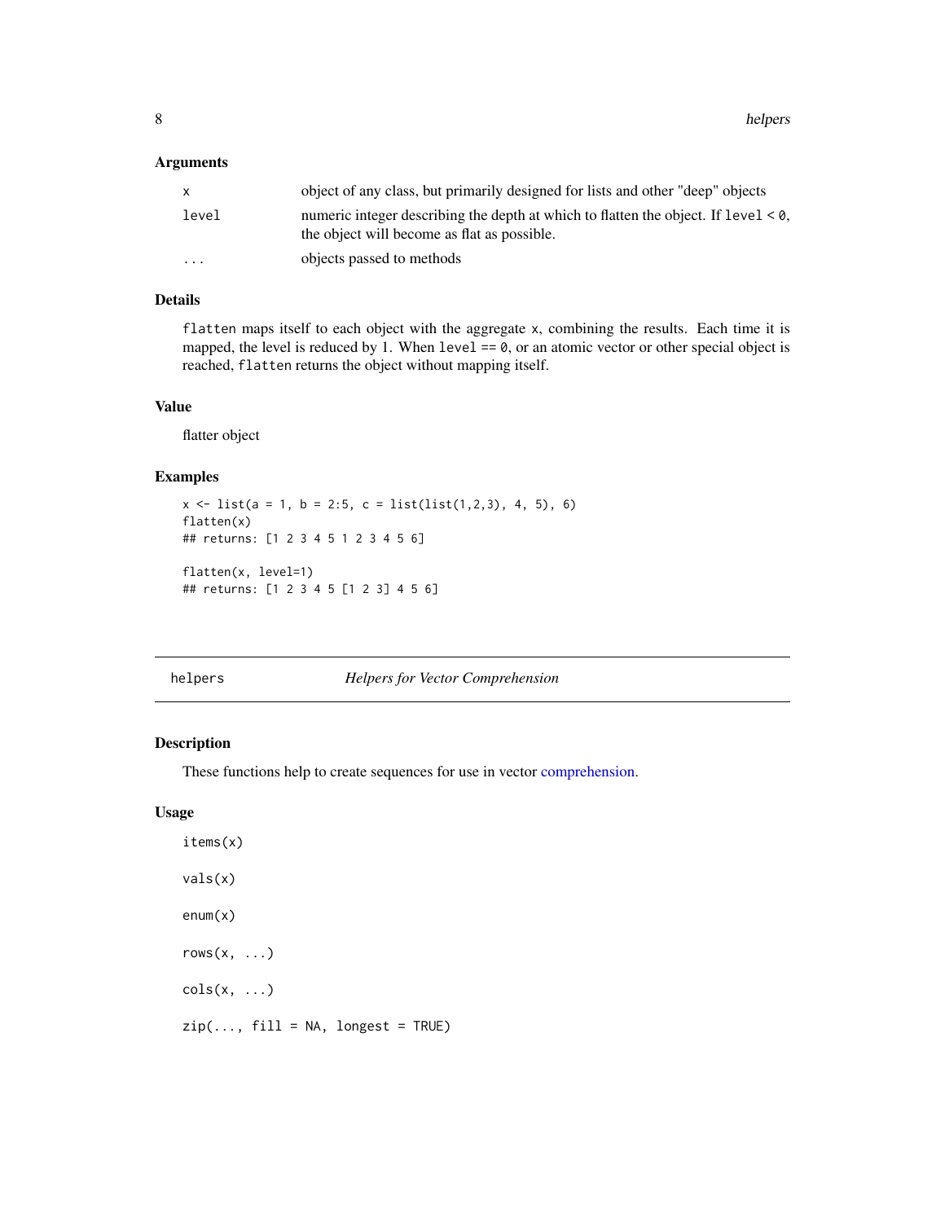### Arguments

| | |
|---|---|
| `x` | object of any class, but primarily designed for lists and other "deep" objects |
| `level` | numeric integer describing the depth at which to flatten the object. If `level < 0`, the object will become as flat as possible. |
| `...` | objects passed to methods |

### Details

`flatten` maps itself to each object with the aggregate `x`, combining the results. Each time it is mapped, the level is reduced by 1. When `level == 0`, or an atomic vector or other special object is reached, `flatten` returns the object without mapping itself.

### Value

flatter object

### Examples

```
x <- list(a = 1, b = 2:5, c = list(list(1,2,3), 4, 5), 6)
flatten(x)
## returns: [1 2 3 4 5 1 2 3 4 5 6]

flatten(x, level=1)
## returns: [1 2 3 4 5 [1 2 3] 4 5 6]
```

---

## helpers — *Helpers for Vector Comprehension*

### Description

These functions help to create sequences for use in vector comprehension.

### Usage

```
items(x)

vals(x)

enum(x)

rows(x, ...)

cols(x, ...)

zip(..., fill = NA, longest = TRUE)
```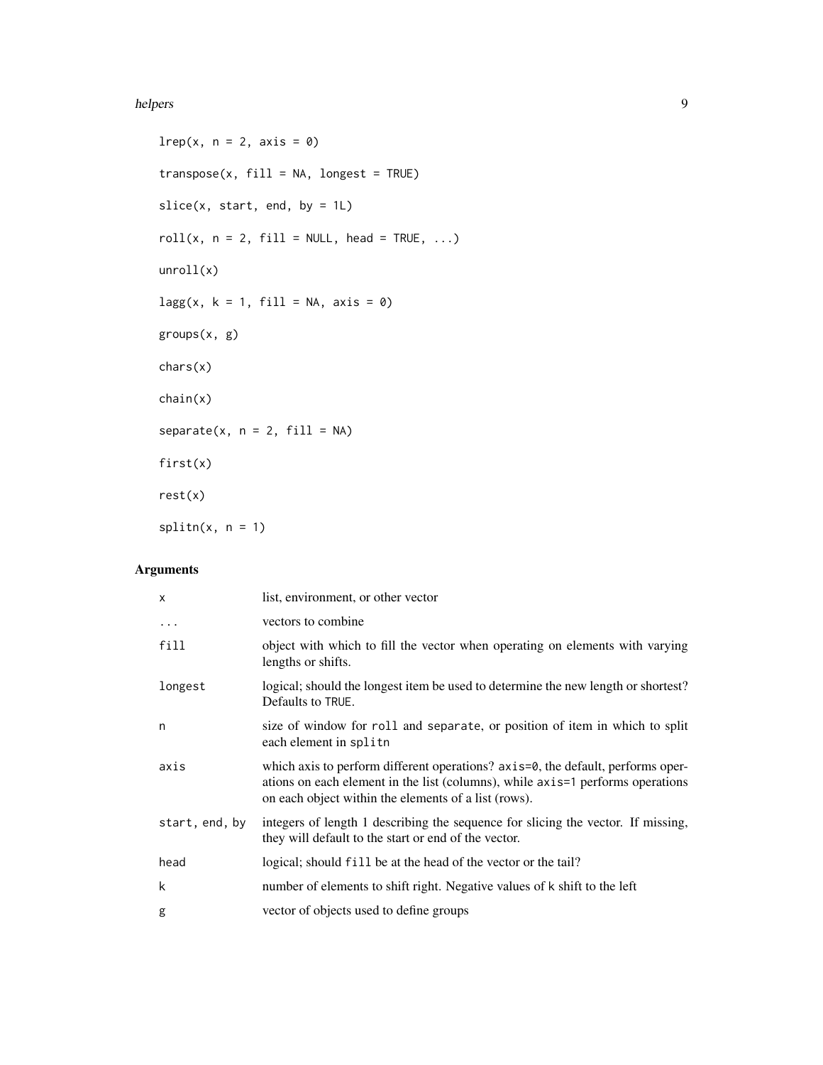```
lrep(x, n = 2, axis = 0)

transpose(x, fill = NA, longest = TRUE)

slice(x, start, end, by = 1L)

roll(x, n = 2, fill = NULL, head = TRUE, ...)

unroll(x)

lagg(x, k = 1, fill = NA, axis = 0)

groups(x, g)

chars(x)

chain(x)

separate(x, n = 2, fill = NA)

first(x)

rest(x)

splitn(x, n = 1)
```

## Arguments

| | |
|---|---|
| `x` | list, environment, or other vector |
| `...` | vectors to combine |
| `fill` | object with which to fill the vector when operating on elements with varying lengths or shifts. |
| `longest` | logical; should the longest item be used to determine the new length or shortest? Defaults to `TRUE`. |
| `n` | size of window for `roll` and `separate`, or position of item in which to split each element in `splitn` |
| `axis` | which axis to perform different operations? `axis=0`, the default, performs operations on each element in the list (columns), while `axis=1` performs operations on each object within the elements of a list (rows). |
| `start, end, by` | integers of length 1 describing the sequence for slicing the vector. If missing, they will default to the start or end of the vector. |
| `head` | logical; should `fill` be at the head of the vector or the tail? |
| `k` | number of elements to shift right. Negative values of `k` shift to the left |
| `g` | vector of objects used to define groups |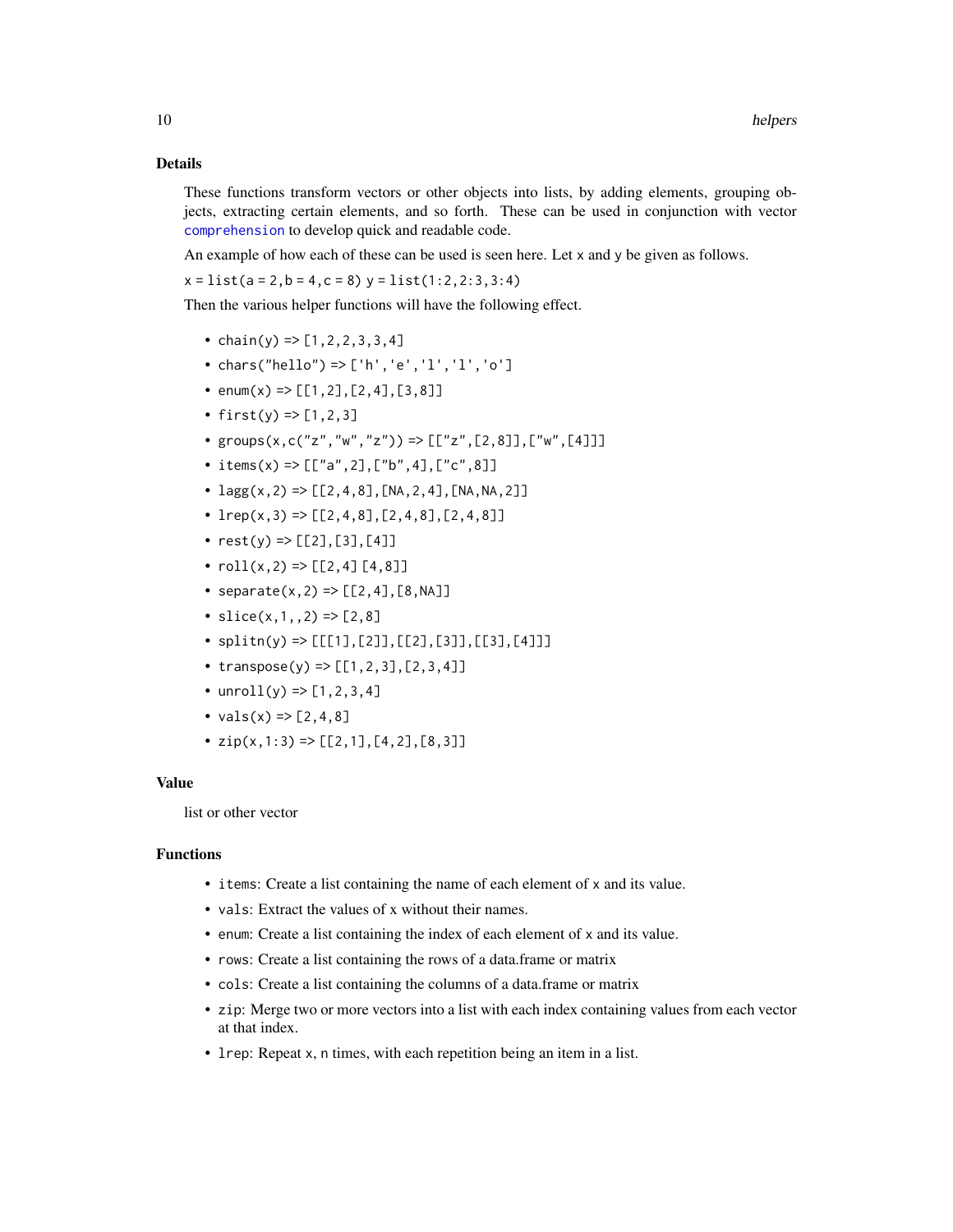## Details

These functions transform vectors or other objects into lists, by adding elements, grouping objects, extracting certain elements, and so forth. These can be used in conjunction with vector `comprehension` to develop quick and readable code.

An example of how each of these can be used is seen here. Let `x` and `y` be given as follows.

`x = list(a = 2,b = 4,c = 8) y = list(1:2,2:3,3:4)`

Then the various helper functions will have the following effect.

- `chain(y) => [1,2,2,3,3,4]`
- `chars("hello") => ['h','e','l','l','o']`
- `enum(x) => [[1,2],[2,4],[3,8]]`
- `first(y) => [1,2,3]`
- `groups(x,c("z","w","z")) => [["z",[2,8]],["w",[4]]]`
- `items(x) => [["a",2],["b",4],["c",8]]`
- `lagg(x,2) => [[2,4,8],[NA,2,4],[NA,NA,2]]`
- `lrep(x,3) => [[2,4,8],[2,4,8],[2,4,8]]`
- `rest(y) => [[2],[3],[4]]`
- `roll(x,2) => [[2,4] [4,8]]`
- `separate(x,2) => [[2,4],[8,NA]]`
- `slice(x,1,,2) => [2,8]`
- `splitn(y) => [[[1],[2]],[[2],[3]],[[3],[4]]]`
- `transpose(y) => [[1,2,3],[2,3,4]]`
- `unroll(y) => [1,2,3,4]`
- `vals(x) => [2,4,8]`
- `zip(x,1:3) => [[2,1],[4,2],[8,3]]`

## Value

list or other vector

## Functions

- `items`: Create a list containing the name of each element of `x` and its value.
- `vals`: Extract the values of `x` without their names.
- `enum`: Create a list containing the index of each element of `x` and its value.
- `rows`: Create a list containing the rows of a data.frame or matrix
- `cols`: Create a list containing the columns of a data.frame or matrix
- `zip`: Merge two or more vectors into a list with each index containing values from each vector at that index.
- `lrep`: Repeat `x`, `n` times, with each repetition being an item in a list.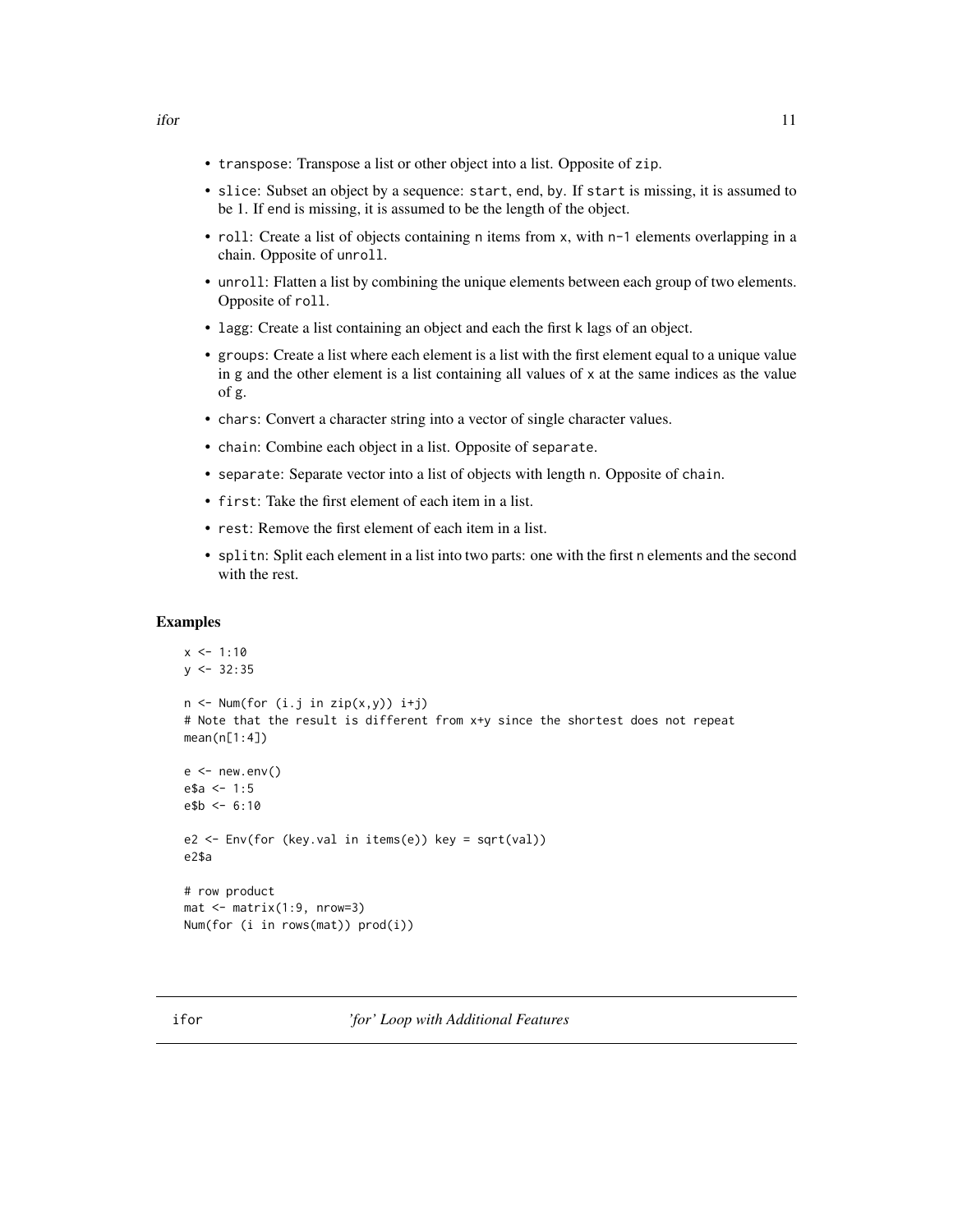- `transpose`: Transpose a list or other object into a list. Opposite of `zip`.
- `slice`: Subset an object by a sequence: `start`, `end`, `by`. If `start` is missing, it is assumed to be 1. If `end` is missing, it is assumed to be the length of the object.
- `roll`: Create a list of objects containing `n` items from `x`, with `n-1` elements overlapping in a chain. Opposite of `unroll`.
- `unroll`: Flatten a list by combining the unique elements between each group of two elements. Opposite of `roll`.
- `lagg`: Create a list containing an object and each the first `k` lags of an object.
- `groups`: Create a list where each element is a list with the first element equal to a unique value in `g` and the other element is a list containing all values of `x` at the same indices as the value of `g`.
- `chars`: Convert a character string into a vector of single character values.
- `chain`: Combine each object in a list. Opposite of `separate`.
- `separate`: Separate vector into a list of objects with length `n`. Opposite of `chain`.
- `first`: Take the first element of each item in a list.
- `rest`: Remove the first element of each item in a list.
- `splitn`: Split each element in a list into two parts: one with the first `n` elements and the second with the rest.

## Examples

```
x <- 1:10
y <- 32:35

n <- Num(for (i.j in zip(x,y)) i+j)
# Note that the result is different from x+y since the shortest does not repeat
mean(n[1:4])

e <- new.env()
e$a <- 1:5
e$b <- 6:10

e2 <- Env(for (key.val in items(e)) key = sqrt(val))
e2$a

# row product
mat <- matrix(1:9, nrow=3)
Num(for (i in rows(mat)) prod(i))
```

---

# ifor *'for' Loop with Additional Features*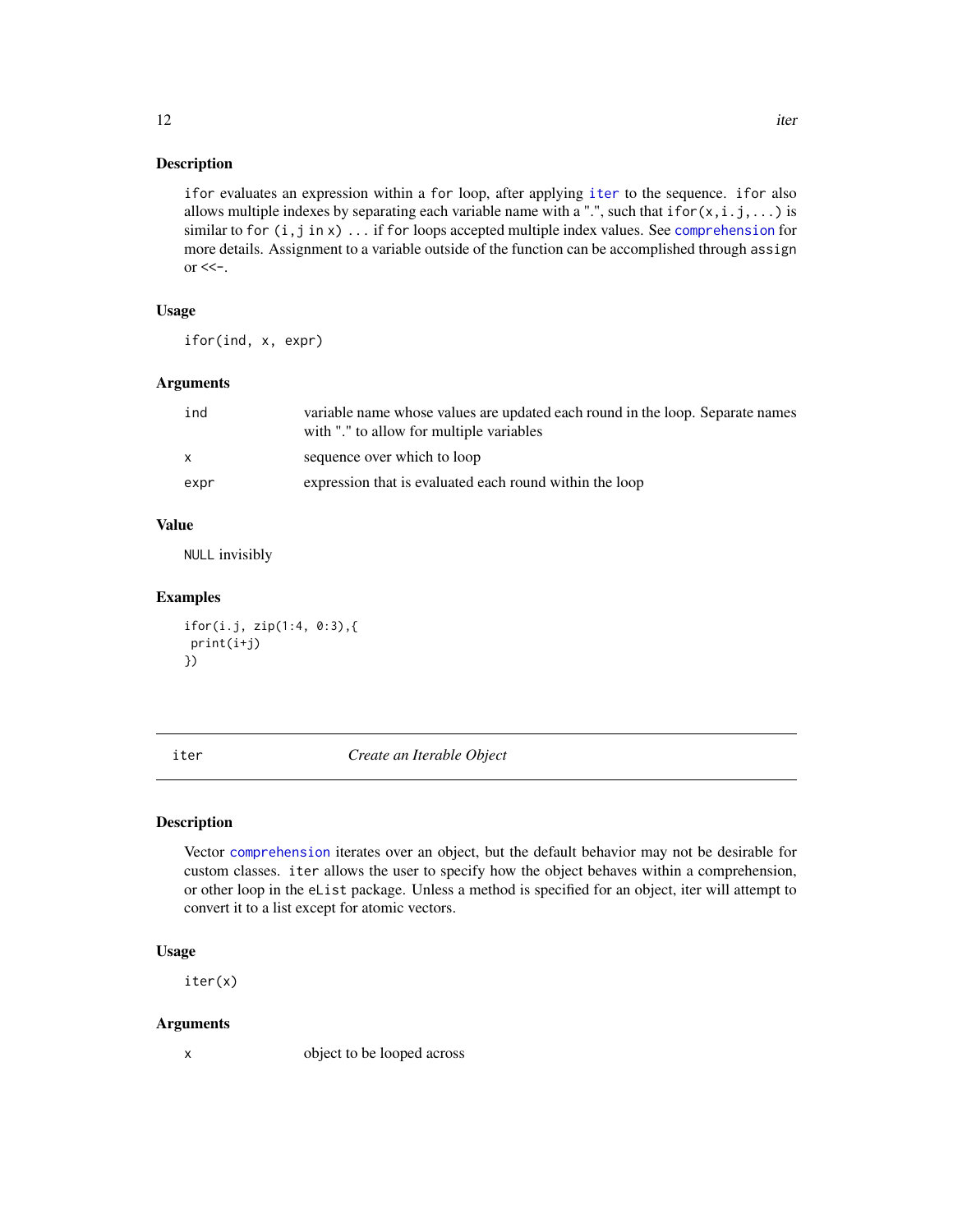### Description

`ifor` evaluates an expression within a `for` loop, after applying `iter` to the sequence. `ifor` also allows multiple indexes by separating each variable name with a ".", such that `ifor(x,i.j,...)` is similar to `for (i,j in x) ...` if `for` loops accepted multiple index values. See `comprehension` for more details. Assignment to a variable outside of the function can be accomplished through `assign` or `<<-`.

### Usage

```
ifor(ind, x, expr)
```

### Arguments

| | |
|---|---|
| `ind` | variable name whose values are updated each round in the loop. Separate names with "." to allow for multiple variables |
| `x` | sequence over which to loop |
| `expr` | expression that is evaluated each round within the loop |

### Value

`NULL` invisibly

### Examples

```
ifor(i.j, zip(1:4, 0:3),{
 print(i+j)
})
```

---

## iter — *Create an Iterable Object*

### Description

Vector `comprehension` iterates over an object, but the default behavior may not be desirable for custom classes. `iter` allows the user to specify how the object behaves within a comprehension, or other loop in the `eList` package. Unless a method is specified for an object, iter will attempt to convert it to a list except for atomic vectors.

### Usage

```
iter(x)
```

### Arguments

| | |
|---|---|
| `x` | object to be looped across |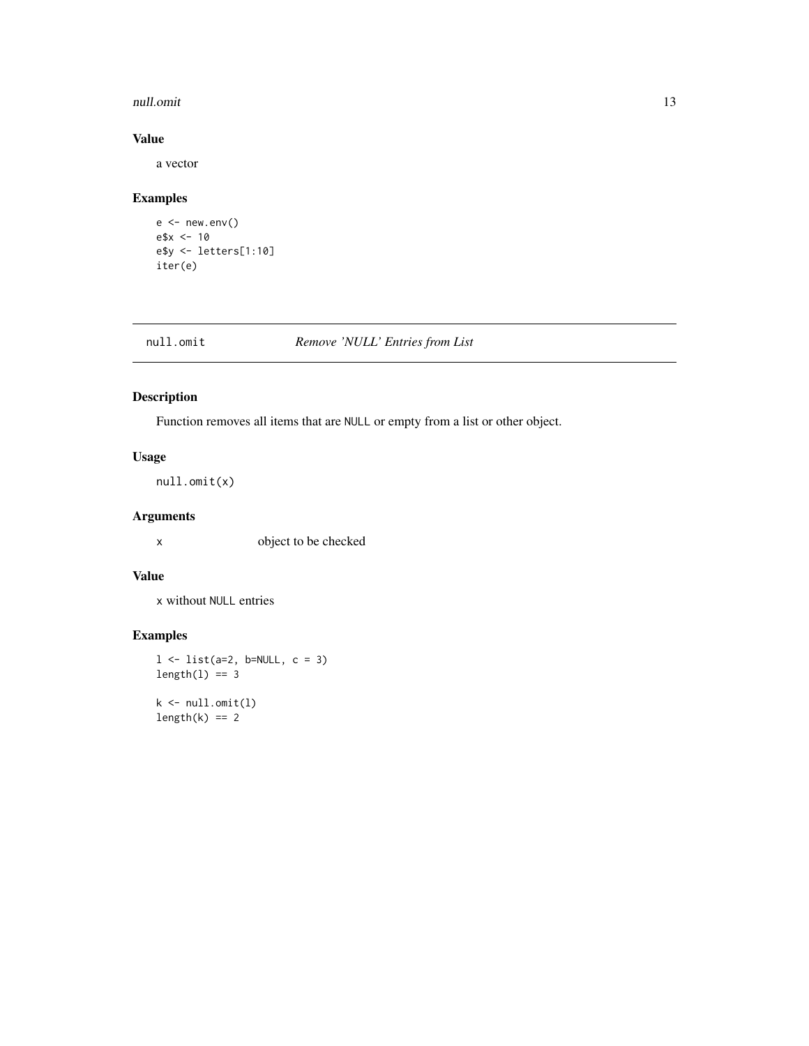### Value

a vector

### Examples

```
e <- new.env()
e$x <- 10
e$y <- letters[1:10]
iter(e)
```

## null.omit *Remove 'NULL' Entries from List*

### Description

Function removes all items that are NULL or empty from a list or other object.

### Usage

```
null.omit(x)
```

### Arguments

| | |
|---|---|
| x | object to be checked |

### Value

x without NULL entries

### Examples

```
l <- list(a=2, b=NULL, c = 3)
length(l) == 3

k <- null.omit(l)
length(k) == 2
```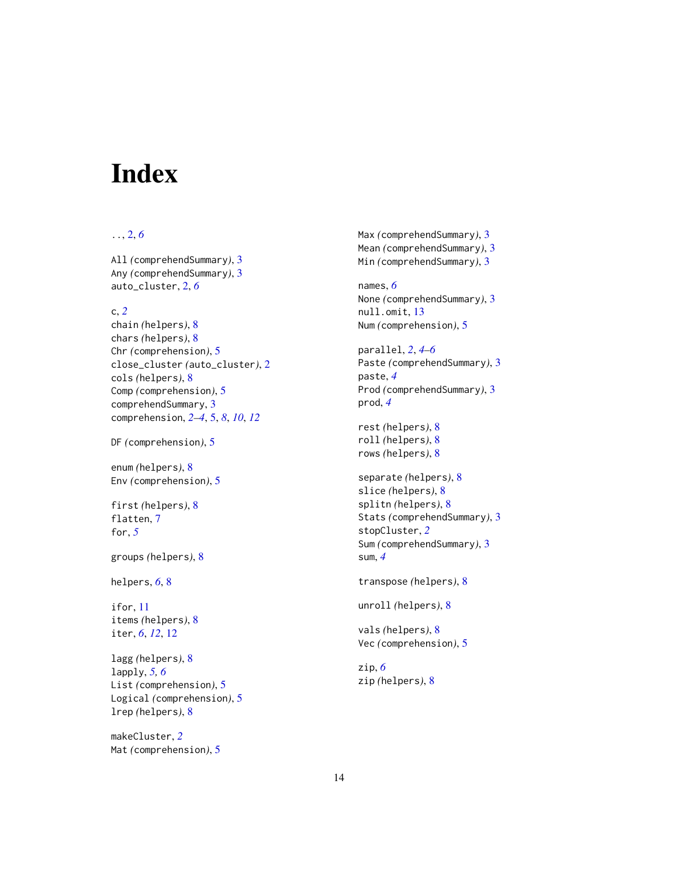# Index

.., 2, *6*

All (comprehendSummary), 3
Any (comprehendSummary), 3
auto_cluster, 2, *6*

c, *2*
chain (helpers), 8
chars (helpers), 8
Chr (comprehension), 5
close_cluster (auto_cluster), 2
cols (helpers), 8
Comp (comprehension), 5
comprehendSummary, 3
comprehension, *2–4*, 5, *8*, *10*, *12*

DF (comprehension), 5

enum (helpers), 8
Env (comprehension), 5

first (helpers), 8
flatten, 7
for, *5*

groups (helpers), 8

helpers, *6*, 8

ifor, 11
items (helpers), 8
iter, *6*, *12*, 12

lagg (helpers), 8
lapply, *5, 6*
List (comprehension), 5
Logical (comprehension), 5
lrep (helpers), 8

makeCluster, *2*
Mat (comprehension), 5
Max (comprehendSummary), 3
Mean (comprehendSummary), 3
Min (comprehendSummary), 3

names, *6*
None (comprehendSummary), 3
null.omit, 13
Num (comprehension), 5

parallel, *2*, *4–6*
Paste (comprehendSummary), 3
paste, *4*
Prod (comprehendSummary), 3
prod, *4*

rest (helpers), 8
roll (helpers), 8
rows (helpers), 8

separate (helpers), 8
slice (helpers), 8
splitn (helpers), 8
Stats (comprehendSummary), 3
stopCluster, *2*
Sum (comprehendSummary), 3
sum, *4*

transpose (helpers), 8

unroll (helpers), 8

vals (helpers), 8
Vec (comprehension), 5

zip, *6*
zip (helpers), 8